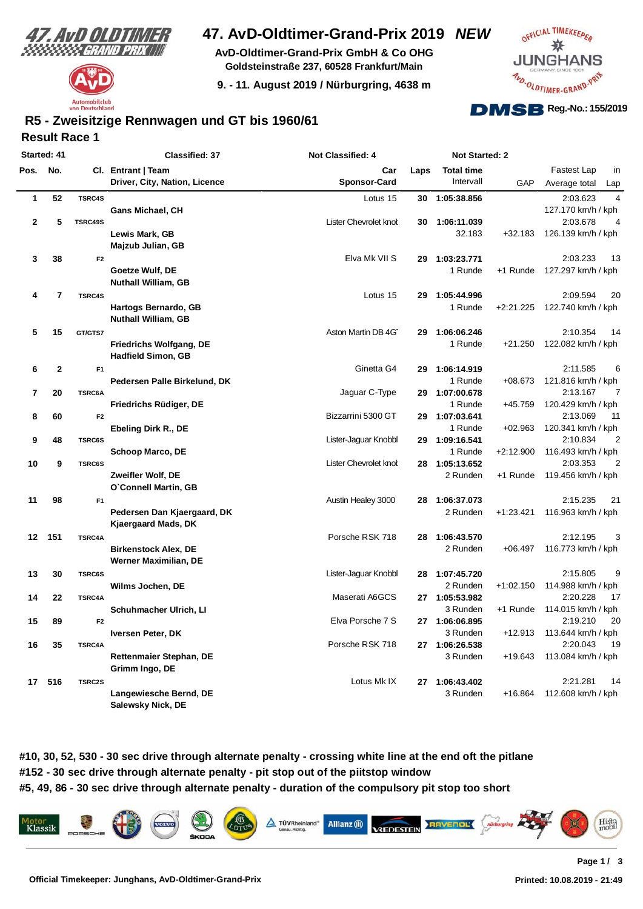# 47. AvD-Oldtimer-Grand-Prix 2019 *NEW*

**AvD-Oldtimer-Grand-Prix GmbH & Co OHG**
**Goldsteinstraße 237, 60528 Frankfurt/Main**
**9. - 11. August 2019 / Nürburgring, 4638 m**

**Reg.-No.: 155/2019**

## R5 - Zweisitzige Rennwagen und GT bis 1960/61

### Result Race 1

Started: 41 | Classified: 37 | Not Classified: 4 | Not Started: 2

| Pos. | No. | Cl. | Entrant \| Team / Driver, City, Nation, Licence | Car / Sponsor-Card | Laps | Total time / Intervall | GAP | Fastest Lap / Average total | in Lap |
|---|---|---|---|---|---|---|---|---|---|
| 1 | 52 | TSRC4S | **Gans Michael, CH** | Lotus 15 | 30 | 1:05:38.856 | | 2:03.623 / 127.170 km/h / kph | 4 |
| 2 | 5 | TSRC49S | **Lewis Mark, GB**<br>**Majzub Julian, GB** | Lister Chevrolet knob | 30 | 1:06:11.039 / 32.183 | +32.183 | 2:03.678 / 126.139 km/h / kph | 4 |
| 3 | 38 | F2 | **Goetze Wulf, DE**<br>**Nuthall William, GB** | Elva Mk VII S | 29 | 1:03:23.771 / 1 Runde | +1 Runde | 2:03.233 / 127.297 km/h / kph | 13 |
| 4 | 7 | TSRC4S | **Hartogs Bernardo, GB**<br>**Nuthall William, GB** | Lotus 15 | 29 | 1:05:44.996 / 1 Runde | +2:21.225 | 2:09.594 / 122.740 km/h / kph | 20 |
| 5 | 15 | GT/GTS7 | **Friedrichs Wolfgang, DE**<br>**Hadfield Simon, GB** | Aston Martin DB 4GT | 29 | 1:06:06.246 / 1 Runde | +21.250 | 2:10.354 / 122.082 km/h / kph | 14 |
| 6 | 2 | F1 | **Pedersen Palle Birkelund, DK** | Ginetta G4 | 29 | 1:06:14.919 / 1 Runde | +08.673 | 2:11.585 / 121.816 km/h / kph | 6 |
| 7 | 20 | TSRC6A | **Friedrichs Rüdiger, DE** | Jaguar C-Type | 29 | 1:07:00.678 / 1 Runde | +45.759 | 2:13.167 / 120.429 km/h / kph | 7 |
| 8 | 60 | F2 | **Ebeling Dirk R., DE** | Bizzarrini 5300 GT | 29 | 1:07:03.641 / 1 Runde | +02.963 | 2:13.069 / 120.341 km/h / kph | 11 |
| 9 | 48 | TSRC6S | **Schoop Marco, DE** | Lister-Jaguar Knobbl | 29 | 1:09:16.541 / 1 Runde | +2:12.900 | 2:10.834 / 116.493 km/h / kph | 2 |
| 10 | 9 | TSRC6S | **Zweifler Wolf, DE**<br>**O`Connell Martin, GB** | Lister Chevrolet knob | 28 | 1:05:13.652 / 2 Runden | +1 Runde | 2:03.353 / 119.456 km/h / kph | 2 |
| 11 | 98 | F1 | **Pedersen Dan Kjaergaard, DK**<br>**Kjaergaard Mads, DK** | Austin Healey 3000 | 28 | 1:06:37.073 / 2 Runden | +1:23.421 | 2:15.235 / 116.963 km/h / kph | 21 |
| 12 | 151 | TSRC4A | **Birkenstock Alex, DE**<br>**Werner Maximilian, DE** | Porsche RSK 718 | 28 | 1:06:43.570 / 2 Runden | +06.497 | 2:12.195 / 116.773 km/h / kph | 3 |
| 13 | 30 | TSRC6S | **Wilms Jochen, DE** | Lister-Jaguar Knobbl | 28 | 1:07:45.720 / 2 Runden | +1:02.150 | 2:15.805 / 114.988 km/h / kph | 9 |
| 14 | 22 | TSRC4A | **Schuhmacher Ulrich, LI** | Maserati A6GCS | 27 | 1:05:53.982 / 3 Runden | +1 Runde | 2:20.228 / 114.015 km/h / kph | 17 |
| 15 | 89 | F2 | **Iversen Peter, DK** | Elva Porsche 7 S | 27 | 1:06:06.895 / 3 Runden | +12.913 | 2:19.210 / 113.644 km/h / kph | 20 |
| 16 | 35 | TSRC4A | **Rettenmaier Stephan, DE**<br>**Grimm Ingo, DE** | Porsche RSK 718 | 27 | 1:06:26.538 / 3 Runden | +19.643 | 2:20.043 / 113.084 km/h / kph | 19 |
| 17 | 516 | TSRC2S | **Langewiesche Bernd, DE**<br>**Salewsky Nick, DE** | Lotus Mk IX | 27 | 1:06:43.402 / 3 Runden | +16.864 | 2:21.281 / 112.608 km/h / kph | 14 |

**#10, 30, 52, 530 - 30 sec drive through alternate penalty - crossing white line at the end oft the pitlane**
**#152 - 30 sec drive through alternate penalty - pit stop out of the piitstop window**
**#5, 49, 86 - 30 sec drive through alternate penalty - duration of the compulsory pit stop too short**

**Official Timekeeper: Junghans, AvD-Oldtimer-Grand-Prix** | **Printed: 10.08.2019 - 21:49**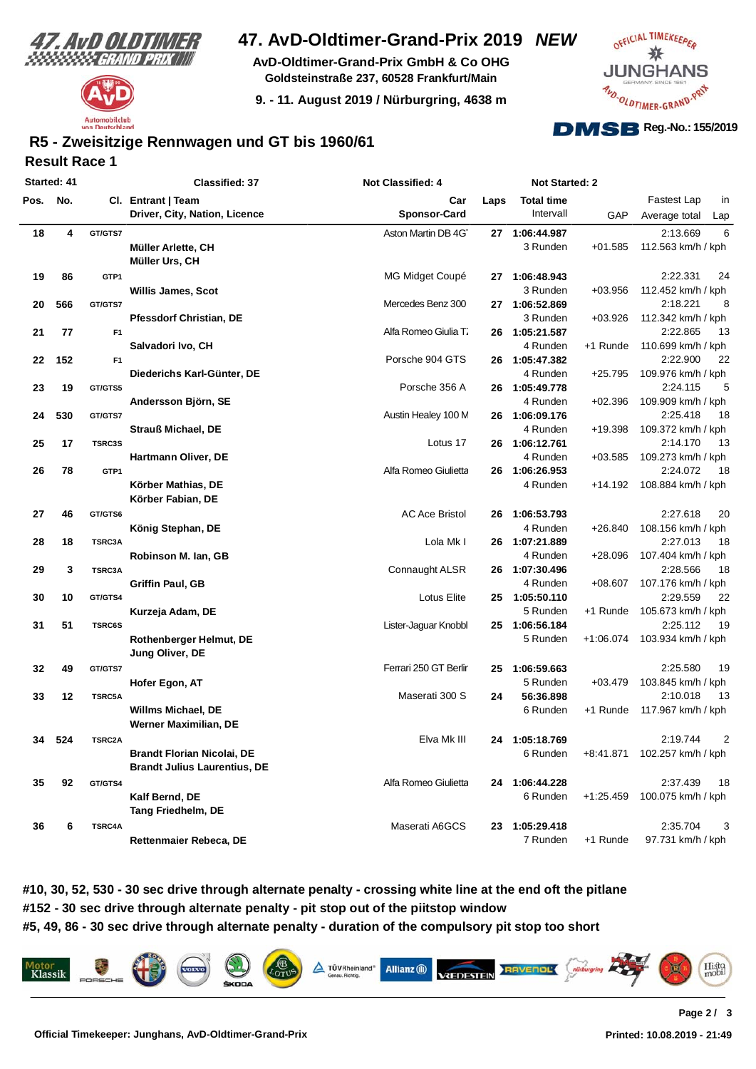# 47. AvD-Oldtimer-Grand-Prix 2019 *NEW*

**AvD-Oldtimer-Grand-Prix GmbH & Co OHG**
**Goldsteinstraße 237, 60528 Frankfurt/Main**

**9. - 11. August 2019 / Nürburgring, 4638 m**

**Reg.-No.: 155/2019**

## R5 - Zweisitzige Rennwagen und GT bis 1960/61

### Result Race 1

**Started: 41** | **Classified: 37** | **Not Classified: 4** | **Not Started: 2**

| Pos. | No. | Cl. | Entrant \| Team / Driver, City, Nation, Licence | Car / Sponsor-Card | Laps | Total time / Intervall | GAP | Fastest Lap / Average total | in Lap |
|---|---|---|---|---|---|---|---|---|---|
| 18 | 4 | GT/GTS7 | Müller Arlette, CH<br>Müller Urs, CH | Aston Martin DB 4G | 27 | 1:06:44.987<br>3 Runden | +01.585 | 2:13.669<br>112.563 km/h / kph | 6 |
| 19 | 86 | GTP1 | Willis James, Scot | MG Midget Coupé | 27 | 1:06:48.943<br>3 Runden | +03.956 | 2:22.331<br>112.452 km/h / kph | 24 |
| 20 | 566 | GT/GTS7 | Pfessdorf Christian, DE | Mercedes Benz 300 | 27 | 1:06:52.869<br>3 Runden | +03.926 | 2:18.221<br>112.342 km/h / kph | 8 |
| 21 | 77 | F1 | Salvadori Ivo, CH | Alfa Romeo Giulia T | 26 | 1:05:21.587<br>4 Runden | +1 Runde | 2:22.865<br>110.699 km/h / kph | 13 |
| 22 | 152 | F1 | Diederichs Karl-Günter, DE | Porsche 904 GTS | 26 | 1:05:47.382<br>4 Runden | +25.795 | 2:22.900<br>109.976 km/h / kph | 22 |
| 23 | 19 | GT/GTS5 | Andersson Björn, SE | Porsche 356 A | 26 | 1:05:49.778<br>4 Runden | +02.396 | 2:24.115<br>109.909 km/h / kph | 5 |
| 24 | 530 | GT/GTS7 | Strauß Michael, DE | Austin Healey 100 M | 26 | 1:06:09.176<br>4 Runden | +19.398 | 2:25.418<br>109.372 km/h / kph | 18 |
| 25 | 17 | TSRC3S | Hartmann Oliver, DE | Lotus 17 | 26 | 1:06:12.761<br>4 Runden | +03.585 | 2:14.170<br>109.273 km/h / kph | 13 |
| 26 | 78 | GTP1 | Körber Mathias, DE<br>Körber Fabian, DE | Alfa Romeo Giulietta | 26 | 1:06:26.953<br>4 Runden | +14.192 | 2:24.072<br>108.884 km/h / kph | 18 |
| 27 | 46 | GT/GTS6 | König Stephan, DE | AC Ace Bristol | 26 | 1:06:53.793<br>4 Runden | +26.840 | 2:27.618<br>108.156 km/h / kph | 20 |
| 28 | 18 | TSRC3A | Robinson M. Ian, GB | Lola Mk I | 26 | 1:07:21.889<br>4 Runden | +28.096 | 2:27.013<br>107.404 km/h / kph | 18 |
| 29 | 3 | TSRC3A | Griffin Paul, GB | Connaught ALSR | 26 | 1:07:30.496<br>4 Runden | +08.607 | 2:28.566<br>107.176 km/h / kph | 18 |
| 30 | 10 | GT/GTS4 | Kurzeja Adam, DE | Lotus Elite | 25 | 1:05:50.110<br>5 Runden | +1 Runde | 2:29.559<br>105.673 km/h / kph | 22 |
| 31 | 51 | TSRC6S | Rothenberger Helmut, DE<br>Jung Oliver, DE | Lister-Jaguar Knobbl | 25 | 1:06:56.184<br>5 Runden | +1:06.074 | 2:25.112<br>103.934 km/h / kph | 19 |
| 32 | 49 | GT/GTS7 | Hofer Egon, AT | Ferrari 250 GT Berlir | 25 | 1:06:59.663<br>5 Runden | +03.479 | 2:25.580<br>103.845 km/h / kph | 19 |
| 33 | 12 | TSRC5A | Willms Michael, DE<br>Werner Maximilian, DE | Maserati 300 S | 24 | 56:36.898<br>6 Runden | +1 Runde | 2:10.018<br>117.967 km/h / kph | 13 |
| 34 | 524 | TSRC2A | Brandt Florian Nicolai, DE<br>Brandt Julius Laurentius, DE | Elva Mk III | 24 | 1:05:18.769<br>6 Runden | +8:41.871 | 2:19.744<br>102.257 km/h / kph | 2 |
| 35 | 92 | GT/GTS4 | Kalf Bernd, DE<br>Tang Friedhelm, DE | Alfa Romeo Giulietta | 24 | 1:06:44.228<br>6 Runden | +1:25.459 | 2:37.439<br>100.075 km/h / kph | 18 |
| 36 | 6 | TSRC4A | Rettenmaier Rebeca, DE | Maserati A6GCS | 23 | 1:05:29.418<br>7 Runden | +1 Runde | 2:35.704<br>97.731 km/h / kph | 3 |

**#10, 30, 52, 530 - 30 sec drive through alternate penalty - crossing white line at the end oft the pitlane**
**#152 - 30 sec drive through alternate penalty - pit stop out of the piitstop window**
**#5, 49, 86 - 30 sec drive through alternate penalty - duration of the compulsory pit stop too short**

**Official Timekeeper: Junghans, AvD-Oldtimer-Grand-Prix** | **Printed: 10.08.2019 - 21:49**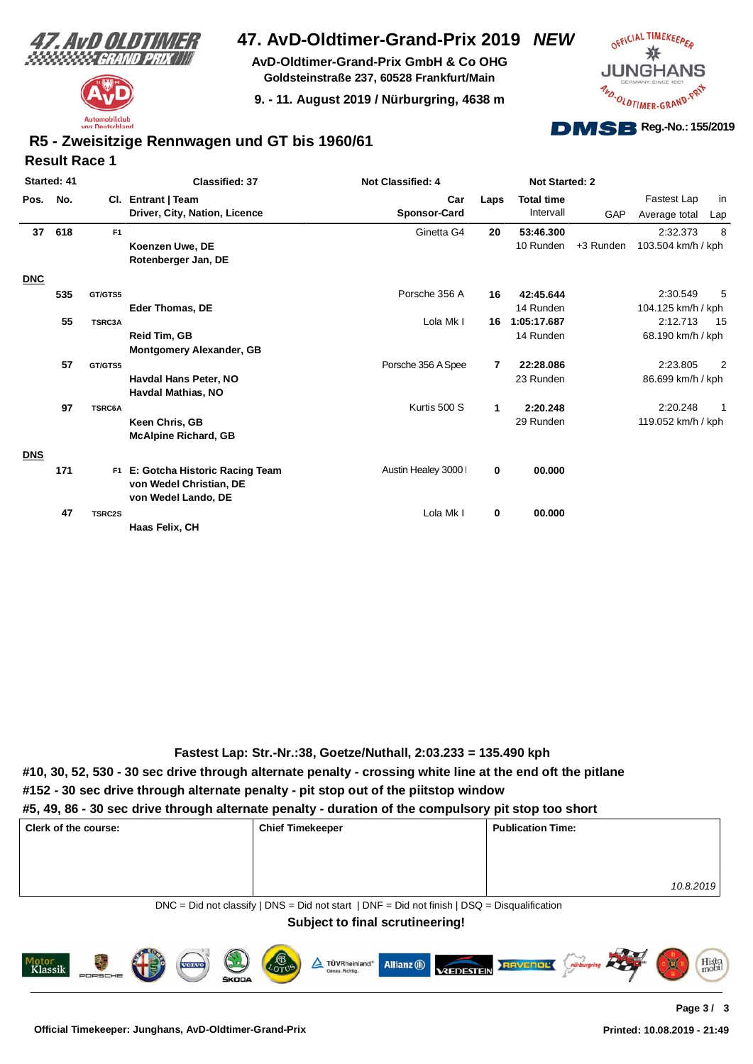# 47. AvD-Oldtimer-Grand-Prix 2019 *NEW*

**AvD-Oldtimer-Grand-Prix GmbH & Co OHG**
**Goldsteinstraße 237, 60528 Frankfurt/Main**
**9. - 11. August 2019 / Nürburgring, 4638 m**

**Reg.-No.: 155/2019**

## R5 - Zweisitzige Rennwagen und GT bis 1960/61

### Result Race 1

| Started: 41 | | | Classified: 37 | Not Classified: 4 | | Not Started: 2 | | | |
|---|---|---|---|---|---|---|---|---|---|
| **Pos.** | **No.** | **Cl.** | **Entrant \| Team** / **Driver, City, Nation, Licence** | **Car** / **Sponsor-Card** | **Laps** | **Total time** / Intervall | GAP | Fastest Lap / Average total | in / Lap |
| **37** | **618** | F1 | **Koenzen Uwe, DE**<br>**Rotenberger Jan, DE** | Ginetta G4 | **20** | **53:46.300**<br>10 Runden | +3 Runden | 2:32.373<br>103.504 km/h / kph | 8 |
| **DNC** | | | | | | | | | |
| | **535** | GT/GTS5 | **Eder Thomas, DE** | Porsche 356 A | **16** | **42:45.644**<br>14 Runden | | 2:30.549<br>104.125 km/h / kph | 5 |
| | **55** | TSRC3A | **Reid Tim, GB**<br>**Montgomery Alexander, GB** | Lola Mk I | **16** | **1:05:17.687**<br>14 Runden | | 2:12.713<br>68.190 km/h / kph | 15 |
| | **57** | GT/GTS5 | **Havdal Hans Peter, NO**<br>**Havdal Mathias, NO** | Porsche 356 A Spee | **7** | **22:28.086**<br>23 Runden | | 2:23.805<br>86.699 km/h / kph | 2 |
| | **97** | TSRC6A | **Keen Chris, GB**<br>**McAlpine Richard, GB** | Kurtis 500 S | **1** | **2:20.248**<br>29 Runden | | 2:20.248<br>119.052 km/h / kph | 1 |
| **DNS** | | | | | | | | | |
| | **171** | F1 | **E: Gotcha Historic Racing Team**<br>**von Wedel Christian, DE**<br>**von Wedel Lando, DE** | Austin Healey 3000 I | **0** | **00.000** | | | |
| | **47** | TSRC2S | **Haas Felix, CH** | Lola Mk I | **0** | **00.000** | | | |

**Fastest Lap: Str.-Nr.:38, Goetze/Nuthall, 2:03.233 = 135.490 kph**

**#10, 30, 52, 530 - 30 sec drive through alternate penalty - crossing white line at the end oft the pitlane**

**#152 - 30 sec drive through alternate penalty - pit stop out of the piitstop window**

**#5, 49, 86 - 30 sec drive through alternate penalty - duration of the compulsory pit stop too short**

| Clerk of the course: | Chief Timekeeper | Publication Time: |
|---|---|---|
| | | *10.8.2019* |

DNC = Did not classify | DNS = Did not start | DNF = Did not finish | DSQ = Disqualification

**Subject to final scrutineering!**

**Official Timekeeper: Junghans, AvD-Oldtimer-Grand-Prix**

**Printed: 10.08.2019 - 21:49**